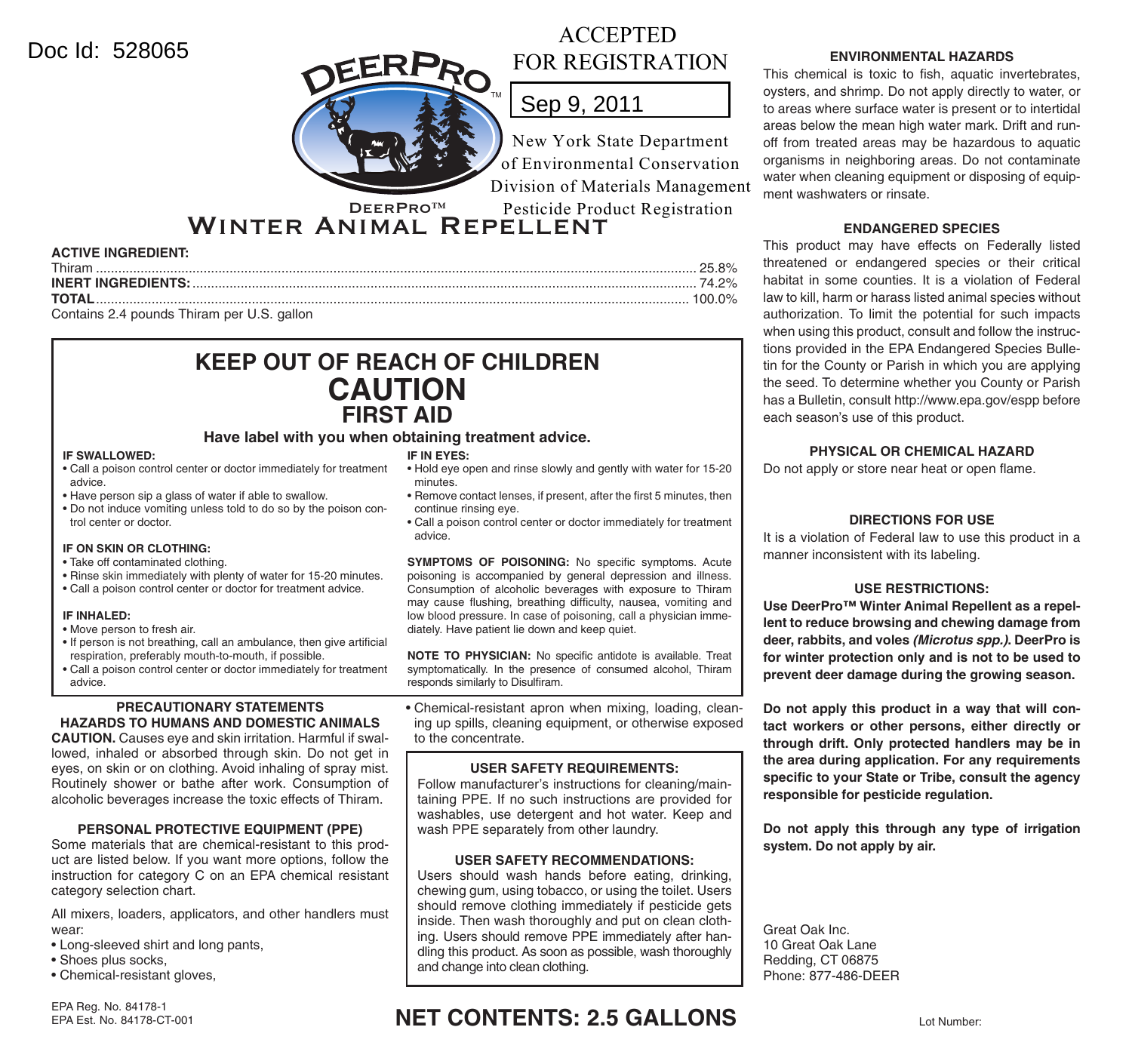Doc Id: 528065

ACCEPTED
FOR REGISTRATION

Sep 9, 2011

New York State Department
of Environmental Conservation
Division of Materials Management
Pesticide Product Registration

DEERPRO™

# DeerPro™ Winter Animal Repellent

**ACTIVE INGREDIENT:**

| | |
|---|---|
| Thiram | 25.8% |
| **INERT INGREDIENTS:** | 74.2% |
| **TOTAL** | 100.0% |

Contains 2.4 pounds Thiram per U.S. gallon

## KEEP OUT OF REACH OF CHILDREN

## CAUTION

## FIRST AID

**Have label with you when obtaining treatment advice.**

**IF SWALLOWED:**
- Call a poison control center or doctor immediately for treatment advice.
- Have person sip a glass of water if able to swallow.
- Do not induce vomiting unless told to do so by the poison control center or doctor.

**IF ON SKIN OR CLOTHING:**
- Take off contaminated clothing.
- Rinse skin immediately with plenty of water for 15-20 minutes.
- Call a poison control center or doctor for treatment advice.

**IF INHALED:**
- Move person to fresh air.
- If person is not breathing, call an ambulance, then give artificial respiration, preferably mouth-to-mouth, if possible.
- Call a poison control center or doctor immediately for treatment advice.

**IF IN EYES:**
- Hold eye open and rinse slowly and gently with water for 15-20 minutes.
- Remove contact lenses, if present, after the first 5 minutes, then continue rinsing eye.
- Call a poison control center or doctor immediately for treatment advice.

**SYMPTOMS OF POISONING:** No specific symptoms. Acute poisoning is accompanied by general depression and illness. Consumption of alcoholic beverages with exposure to Thiram may cause flushing, breathing difficulty, nausea, vomiting and low blood pressure. In case of poisoning, call a physician immediately. Have patient lie down and keep quiet.

**NOTE TO PHYSICIAN:** No specific antidote is available. Treat symptomatically. In the presence of consumed alcohol, Thiram responds similarly to Disulfiram.

### PRECAUTIONARY STATEMENTS

### HAZARDS TO HUMANS AND DOMESTIC ANIMALS

**CAUTION.** Causes eye and skin irritation. Harmful if swallowed, inhaled or absorbed through skin. Do not get in eyes, on skin or on clothing. Avoid inhaling of spray mist. Routinely shower or bathe after work. Consumption of alcoholic beverages increase the toxic effects of Thiram.

### PERSONAL PROTECTIVE EQUIPMENT (PPE)

Some materials that are chemical-resistant to this product are listed below. If you want more options, follow the instruction for category C on an EPA chemical resistant category selection chart.

All mixers, loaders, applicators, and other handlers must wear:
- Long-sleeved shirt and long pants,
- Shoes plus socks,
- Chemical-resistant gloves,
- Chemical-resistant apron when mixing, loading, cleaning up spills, cleaning equipment, or otherwise exposed to the concentrate.

### USER SAFETY REQUIREMENTS:

Follow manufacturer's instructions for cleaning/maintaining PPE. If no such instructions are provided for washables, use detergent and hot water. Keep and wash PPE separately from other laundry.

### USER SAFETY RECOMMENDATIONS:

Users should wash hands before eating, drinking, chewing gum, using tobacco, or using the toilet. Users should remove clothing immediately if pesticide gets inside. Then wash thoroughly and put on clean clothing. Users should remove PPE immediately after handling this product. As soon as possible, wash thoroughly and change into clean clothing.

### ENVIRONMENTAL HAZARDS

This chemical is toxic to fish, aquatic invertebrates, oysters, and shrimp. Do not apply directly to water, or to areas where surface water is present or to intertidal areas below the mean high water mark. Drift and runoff from treated areas may be hazardous to aquatic organisms in neighboring areas. Do not contaminate water when cleaning equipment or disposing of equipment washwaters or rinsate.

### ENDANGERED SPECIES

This product may have effects on Federally listed threatened or endangered species or their critical habitat in some counties. It is a violation of Federal law to kill, harm or harass listed animal species without authorization. To limit the potential for such impacts when using this product, consult and follow the instructions provided in the EPA Endangered Species Bulletin for the County or Parish in which you are applying the seed. To determine whether you County or Parish has a Bulletin, consult http://www.epa.gov/espp before each season's use of this product.

### PHYSICAL OR CHEMICAL HAZARD

Do not apply or store near heat or open flame.

### DIRECTIONS FOR USE

It is a violation of Federal law to use this product in a manner inconsistent with its labeling.

### USE RESTRICTIONS:

**Use DeerPro™ Winter Animal Repellent as a repellent to reduce browsing and chewing damage from deer, rabbits, and voles *(Microtus spp.)*. DeerPro is for winter protection only and is not to be used to prevent deer damage during the growing season.**

**Do not apply this product in a way that will contact workers or other persons, either directly or through drift. Only protected handlers may be in the area during application. For any requirements specific to your State or Tribe, consult the agency responsible for pesticide regulation.**

**Do not apply this through any type of irrigation system. Do not apply by air.**

Great Oak Inc.
10 Great Oak Lane
Redding, CT 06875
Phone: 877-486-DEER

EPA Reg. No. 84178-1
EPA Est. No. 84178-CT-001

## NET CONTENTS: 2.5 GALLONS

Lot Number: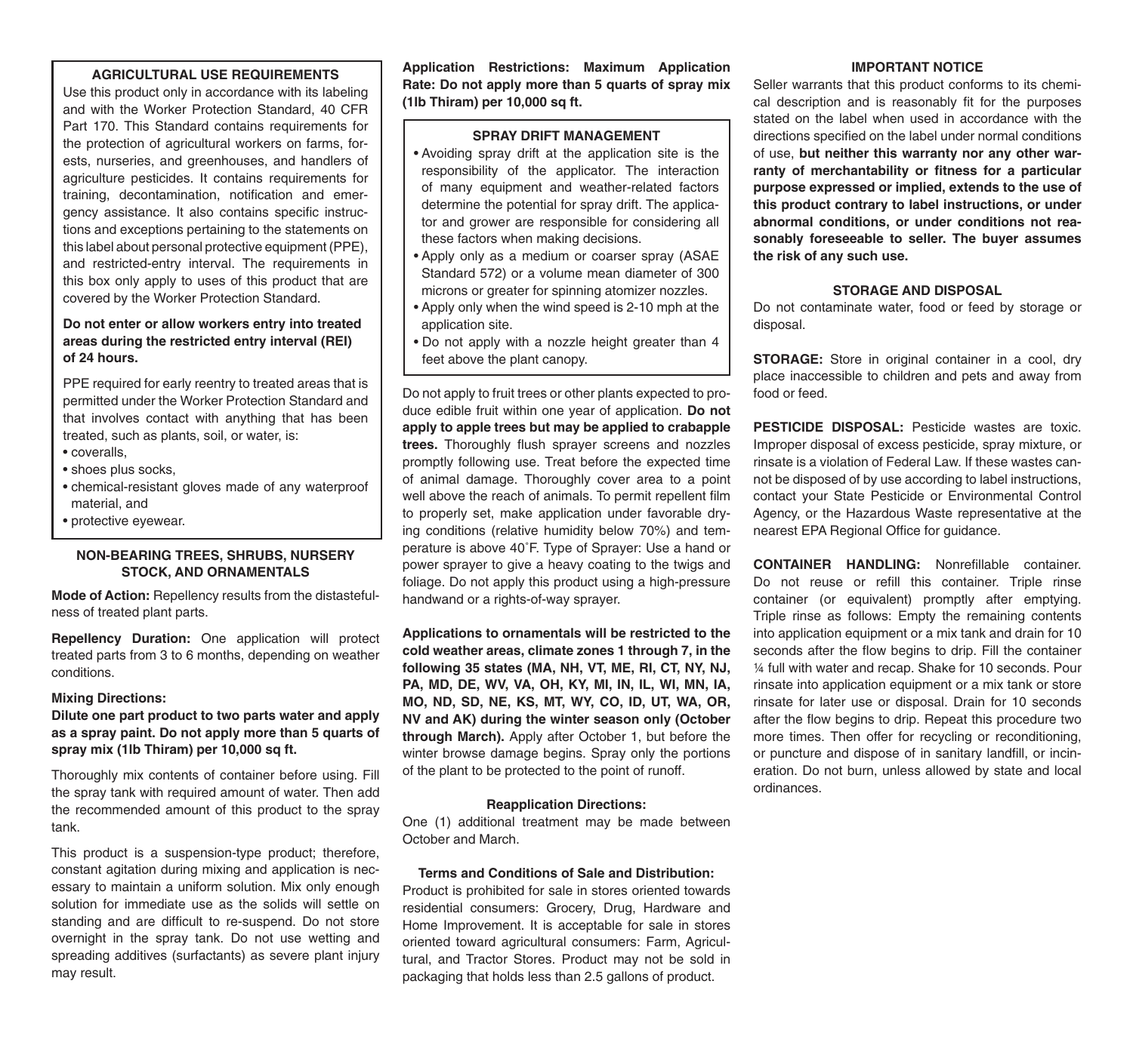## AGRICULTURAL USE REQUIREMENTS

Use this product only in accordance with its labeling and with the Worker Protection Standard, 40 CFR Part 170. This Standard contains requirements for the protection of agricultural workers on farms, forests, nurseries, and greenhouses, and handlers of agriculture pesticides. It contains requirements for training, decontamination, notification and emergency assistance. It also contains specific instructions and exceptions pertaining to the statements on this label about personal protective equipment (PPE), and restricted-entry interval. The requirements in this box only apply to uses of this product that are covered by the Worker Protection Standard.

**Do not enter or allow workers entry into treated areas during the restricted entry interval (REI) of 24 hours.**

PPE required for early reentry to treated areas that is permitted under the Worker Protection Standard and that involves contact with anything that has been treated, such as plants, soil, or water, is:

- coveralls,
- shoes plus socks,
- chemical-resistant gloves made of any waterproof material, and
- protective eyewear.

## NON-BEARING TREES, SHRUBS, NURSERY STOCK, AND ORNAMENTALS

**Mode of Action:** Repellency results from the distastefulness of treated plant parts.

**Repellency Duration:** One application will protect treated parts from 3 to 6 months, depending on weather conditions.

**Mixing Directions:**

**Dilute one part product to two parts water and apply as a spray paint. Do not apply more than 5 quarts of spray mix (1lb Thiram) per 10,000 sq ft.**

Thoroughly mix contents of container before using. Fill the spray tank with required amount of water. Then add the recommended amount of this product to the spray tank.

This product is a suspension-type product; therefore, constant agitation during mixing and application is necessary to maintain a uniform solution. Mix only enough solution for immediate use as the solids will settle on standing and are difficult to re-suspend. Do not store overnight in the spray tank. Do not use wetting and spreading additives (surfactants) as severe plant injury may result.

**Application Restrictions: Maximum Application Rate: Do not apply more than 5 quarts of spray mix (1lb Thiram) per 10,000 sq ft.**

### SPRAY DRIFT MANAGEMENT

- Avoiding spray drift at the application site is the responsibility of the applicator. The interaction of many equipment and weather-related factors determine the potential for spray drift. The applicator and grower are responsible for considering all these factors when making decisions.
- Apply only as a medium or coarser spray (ASAE Standard 572) or a volume mean diameter of 300 microns or greater for spinning atomizer nozzles.
- Apply only when the wind speed is 2-10 mph at the application site.
- Do not apply with a nozzle height greater than 4 feet above the plant canopy.

Do not apply to fruit trees or other plants expected to produce edible fruit within one year of application. **Do not apply to apple trees but may be applied to crabapple trees.** Thoroughly flush sprayer screens and nozzles promptly following use. Treat before the expected time of animal damage. Thoroughly cover area to a point well above the reach of animals. To permit repellent film to properly set, make application under favorable drying conditions (relative humidity below 70%) and temperature is above 40˚F. Type of Sprayer: Use a hand or power sprayer to give a heavy coating to the twigs and foliage. Do not apply this product using a high-pressure handwand or a rights-of-way sprayer.

**Applications to ornamentals will be restricted to the cold weather areas, climate zones 1 through 7, in the following 35 states (MA, NH, VT, ME, RI, CT, NY, NJ, PA, MD, DE, WV, VA, OH, KY, MI, IN, IL, WI, MN, IA, MO, ND, SD, NE, KS, MT, WY, CO, ID, UT, WA, OR, NV and AK) during the winter season only (October through March).** Apply after October 1, but before the winter browse damage begins. Spray only the portions of the plant to be protected to the point of runoff.

### Reapplication Directions:

One (1) additional treatment may be made between October and March.

### Terms and Conditions of Sale and Distribution:

Product is prohibited for sale in stores oriented towards residential consumers: Grocery, Drug, Hardware and Home Improvement. It is acceptable for sale in stores oriented toward agricultural consumers: Farm, Agricultural, and Tractor Stores. Product may not be sold in packaging that holds less than 2.5 gallons of product.

## IMPORTANT NOTICE

Seller warrants that this product conforms to its chemical description and is reasonably fit for the purposes stated on the label when used in accordance with the directions specified on the label under normal conditions of use, **but neither this warranty nor any other warranty of merchantability or fitness for a particular purpose expressed or implied, extends to the use of this product contrary to label instructions, or under abnormal conditions, or under conditions not reasonably foreseeable to seller. The buyer assumes the risk of any such use.**

## STORAGE AND DISPOSAL

Do not contaminate water, food or feed by storage or disposal.

**STORAGE:** Store in original container in a cool, dry place inaccessible to children and pets and away from food or feed.

**PESTICIDE DISPOSAL:** Pesticide wastes are toxic. Improper disposal of excess pesticide, spray mixture, or rinsate is a violation of Federal Law. If these wastes cannot be disposed of by use according to label instructions, contact your State Pesticide or Environmental Control Agency, or the Hazardous Waste representative at the nearest EPA Regional Office for guidance.

**CONTAINER HANDLING:** Nonrefillable container. Do not reuse or refill this container. Triple rinse container (or equivalent) promptly after emptying. Triple rinse as follows: Empty the remaining contents into application equipment or a mix tank and drain for 10 seconds after the flow begins to drip. Fill the container ¼ full with water and recap. Shake for 10 seconds. Pour rinsate into application equipment or a mix tank or store rinsate for later use or disposal. Drain for 10 seconds after the flow begins to drip. Repeat this procedure two more times. Then offer for recycling or reconditioning, or puncture and dispose of in sanitary landfill, or incineration. Do not burn, unless allowed by state and local ordinances.